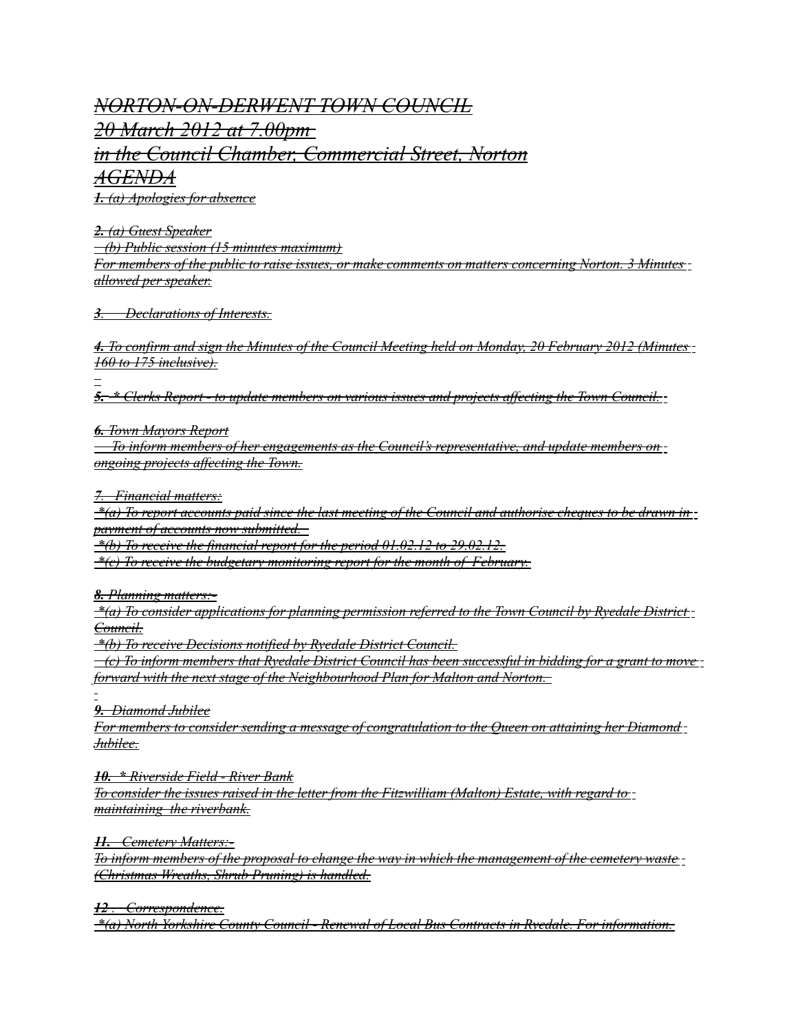# NORTON-ON-DERWENT TOWN COUNCIL

## 20 March 2012 at 7.00pm

## in the Council Chamber, Commercial Street, Norton

## AGENDA

**1.** (a) Apologies for absence

**2.** (a) Guest Speaker
(b) Public session (15 minutes maximum)
For members of the public to raise issues, or make comments on matters concerning Norton. 3 Minutes allowed per speaker.

**3**. Declarations of Interests.

**4.** To confirm and sign the Minutes of the Council Meeting held on Monday, 20 February 2012 (Minutes 160 to 175 inclusive).

**5.** * Clerks Report - to update members on various issues and projects affecting the Town Council.

**6.** Town Mayors Report
To inform members of her engagements as the Council's representative, and update members on ongoing projects affecting the Town.

7. Financial matters:
*(a) To report accounts paid since the last meeting of the Council and authorise cheques to be drawn in payment of accounts now submitted.
*(b) To receive the financial report for the period 01.02.12 to 29.02.12.
*(c) To receive the budgetary monitoring report for the month of February.

**8.** Planning matters:-
*(a) To consider applications for planning permission referred to the Town Council by Ryedale District Council.
*(b) To receive Decisions notified by Ryedale District Council.
(c) To inform members that Ryedale District Council has been successful in bidding for a grant to move forward with the next stage of the Neighbourhood Plan for Malton and Norton.

**9.** Diamond Jubilee
For members to consider sending a message of congratulation to the Queen on attaining her Diamond Jubilee.

**10.** * Riverside Field - River Bank
To consider the issues raised in the letter from the Fitzwilliam (Malton) Estate, with regard to maintaining the riverbank.

**11.** Cemetery Matters:-
To inform members of the proposal to change the way in which the management of the cemetery waste (Christmas Wreaths, Shrub Pruning) is handled.

**12**. Correspondence.
*(a) North Yorkshire County Council - Renewal of Local Bus Contracts in Ryedale. For information.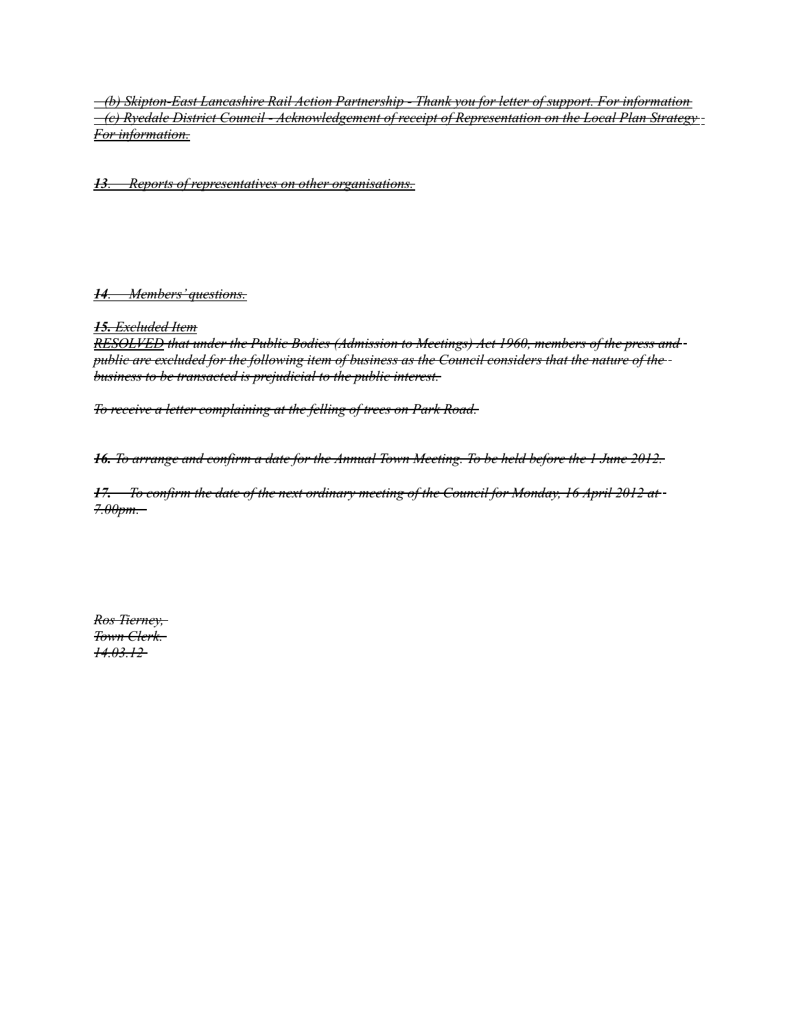*~~(b) Skipton-East Lancashire Rail Action Partnership - Thank you for letter of support. For information~~*
*~~(c) Ryedale District Council - Acknowledgement of receipt of Representation on the Local Plan Strategy - For information.~~*

***~~13~~****~~. Reports of representatives on other organisations.~~*

***~~14~~****~~. Members' questions.~~*

***~~15.~~*** *~~Excluded Item~~*
*~~RESOLVED that under the Public Bodies (Admission to Meetings) Act 1960, members of the press and public are excluded for the following item of business as the Council considers that the nature of the business to be transacted is prejudicial to the public interest.~~*

*~~To receive a letter complaining at the felling of trees on Park Road.~~*

***~~16.~~*** *~~To arrange and confirm a date for the Annual Town Meeting. To be held before the 1 June 2012.~~*

***~~17.~~*** *~~To confirm the date of the next ordinary meeting of the Council for Monday, 16 April 2012 at 7.00pm.~~*

*~~Ros Tierney,~~*
*~~Town Clerk.~~*
*~~14.03.12~~*